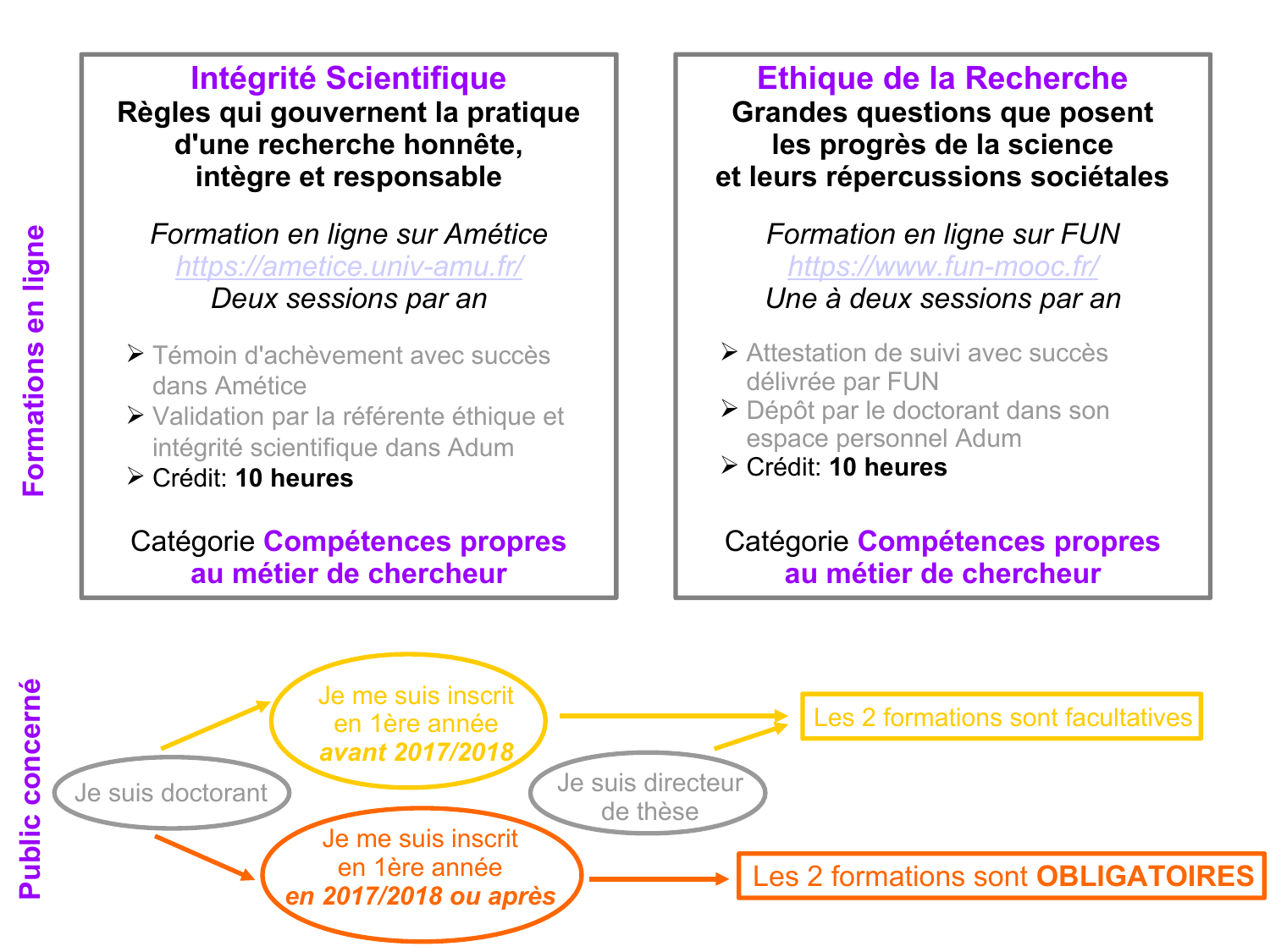## Formations en ligne

### Intégrité Scientifique

**Règles qui gouvernent la pratique d'une recherche honnête, intègre et responsable**

*Formation en ligne sur Amétice*
*https://ametice.univ-amu.fr/*
*Deux sessions par an*

- Témoin d'achèvement avec succès dans Amétice
- Validation par la référente éthique et intégrité scientifique dans Adum
- Crédit: **10 heures**

Catégorie **Compétences propres au métier de chercheur**

### Ethique de la Recherche

**Grandes questions que posent les progrès de la science et leurs répercussions sociétales**

*Formation en ligne sur FUN*
*https://www.fun-mooc.fr/*
*Une à deux sessions par an*

- Attestation de suivi avec succès délivrée par FUN
- Dépôt par le doctorant dans son espace personnel Adum
- Crédit: **10 heures**

Catégorie **Compétences propres au métier de chercheur**

## Public concerné

- Je suis doctorant → Je me suis inscrit en 1ère année ***avant 2017/2018*** → Les 2 formations sont facultatives
- Je suis directeur de thèse → Les 2 formations sont facultatives
- Je suis doctorant → Je me suis inscrit en 1ère année ***en 2017/2018 ou après*** → Les 2 formations sont **OBLIGATOIRES**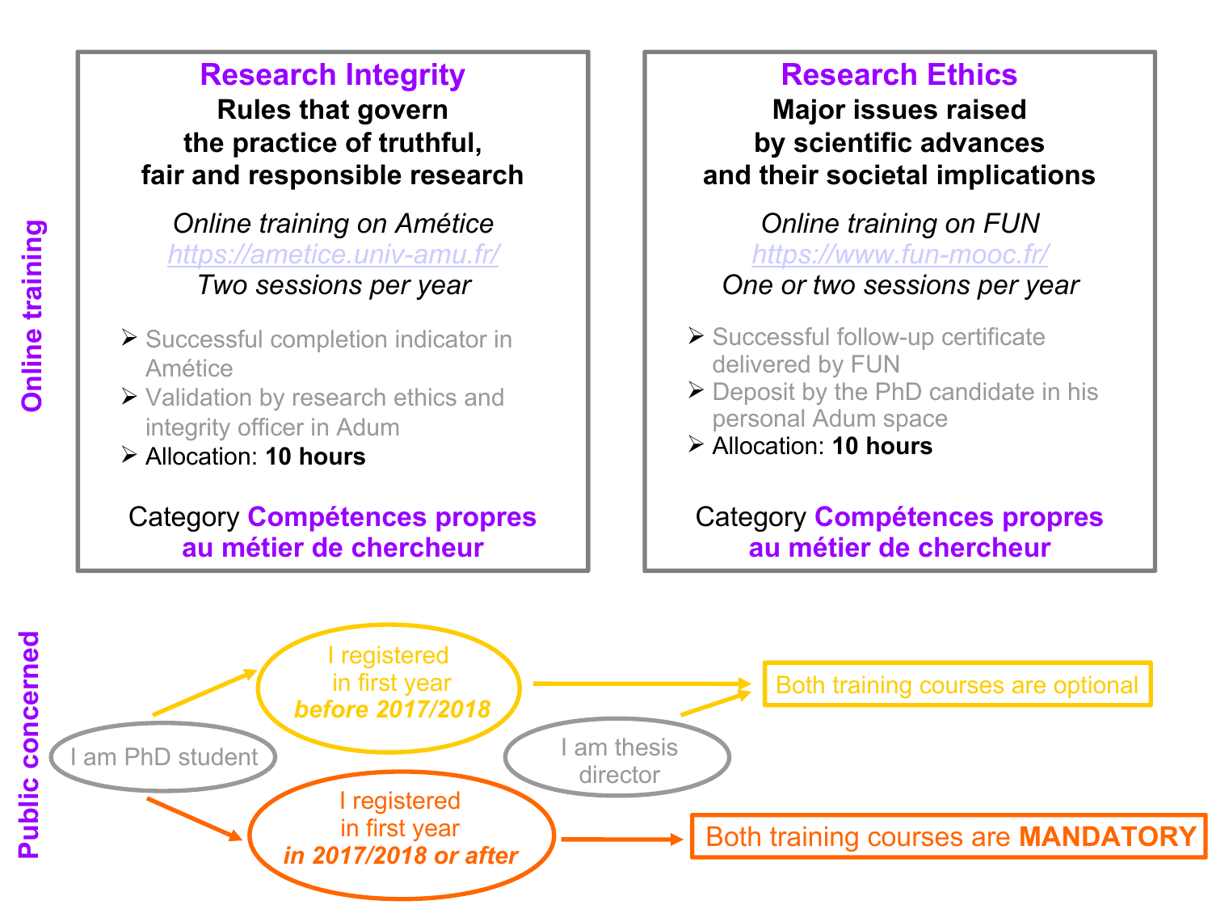## Online training

### Research Integrity

**Rules that govern the practice of truthful, fair and responsible research**

*Online training on Amétice*
*https://ametice.univ-amu.fr/*
*Two sessions per year*

- Successful completion indicator in Amétice
- Validation by research ethics and integrity officer in Adum
- Allocation: **10 hours**

Category **Compétences propres au métier de chercheur**

### Research Ethics

**Major issues raised by scientific advances and their societal implications**

*Online training on FUN*
*https://www.fun-mooc.fr/*
*One or two sessions per year*

- Successful follow-up certificate delivered by FUN
- Deposit by the PhD candidate in his personal Adum space
- Allocation: **10 hours**

Category **Compétences propres au métier de chercheur**

## Public concerned

- I am PhD student → I registered in first year ***before 2017/2018*** → Both training courses are optional
- I am PhD student → I registered in first year ***in 2017/2018 or after*** → Both training courses are **MANDATORY**
- I am thesis director → Both training courses are optional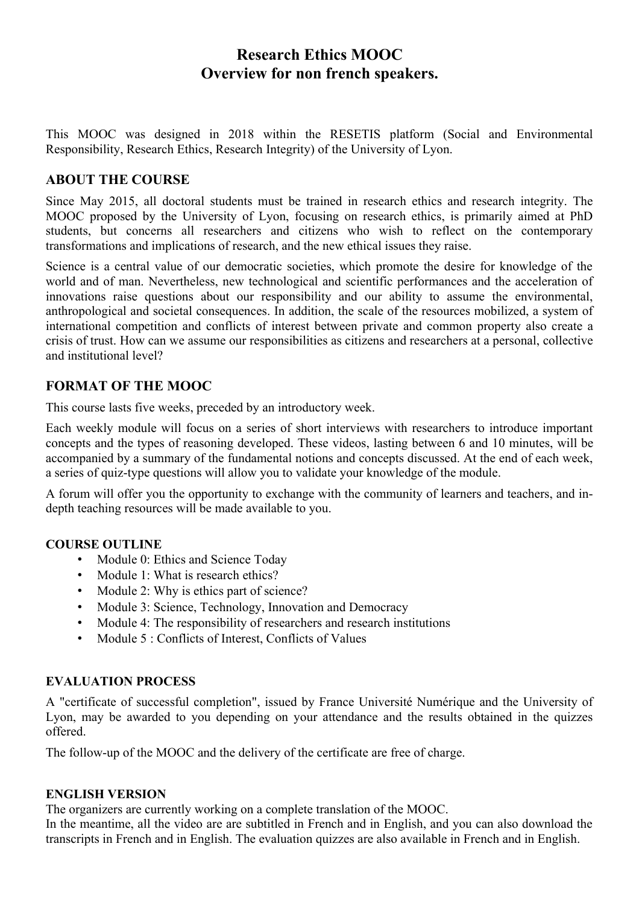# Research Ethics MOOC
# Overview for non french speakers.

This MOOC was designed in 2018 within the RESETIS platform (Social and Environmental Responsibility, Research Ethics, Research Integrity) of the University of Lyon.

## ABOUT THE COURSE

Since May 2015, all doctoral students must be trained in research ethics and research integrity. The MOOC proposed by the University of Lyon, focusing on research ethics, is primarily aimed at PhD students, but concerns all researchers and citizens who wish to reflect on the contemporary transformations and implications of research, and the new ethical issues they raise.

Science is a central value of our democratic societies, which promote the desire for knowledge of the world and of man. Nevertheless, new technological and scientific performances and the acceleration of innovations raise questions about our responsibility and our ability to assume the environmental, anthropological and societal consequences. In addition, the scale of the resources mobilized, a system of international competition and conflicts of interest between private and common property also create a crisis of trust. How can we assume our responsibilities as citizens and researchers at a personal, collective and institutional level?

## FORMAT OF THE MOOC

This course lasts five weeks, preceded by an introductory week.

Each weekly module will focus on a series of short interviews with researchers to introduce important concepts and the types of reasoning developed. These videos, lasting between 6 and 10 minutes, will be accompanied by a summary of the fundamental notions and concepts discussed. At the end of each week, a series of quiz-type questions will allow you to validate your knowledge of the module.

A forum will offer you the opportunity to exchange with the community of learners and teachers, and in-depth teaching resources will be made available to you.

### COURSE OUTLINE

- Module 0: Ethics and Science Today
- Module 1: What is research ethics?
- Module 2: Why is ethics part of science?
- Module 3: Science, Technology, Innovation and Democracy
- Module 4: The responsibility of researchers and research institutions
- Module 5 : Conflicts of Interest, Conflicts of Values

### EVALUATION PROCESS

A "certificate of successful completion", issued by France Université Numérique and the University of Lyon, may be awarded to you depending on your attendance and the results obtained in the quizzes offered.

The follow-up of the MOOC and the delivery of the certificate are free of charge.

### ENGLISH VERSION

The organizers are currently working on a complete translation of the MOOC.
In the meantime, all the video are are subtitled in French and in English, and you can also download the transcripts in French and in English. The evaluation quizzes are also available in French and in English.